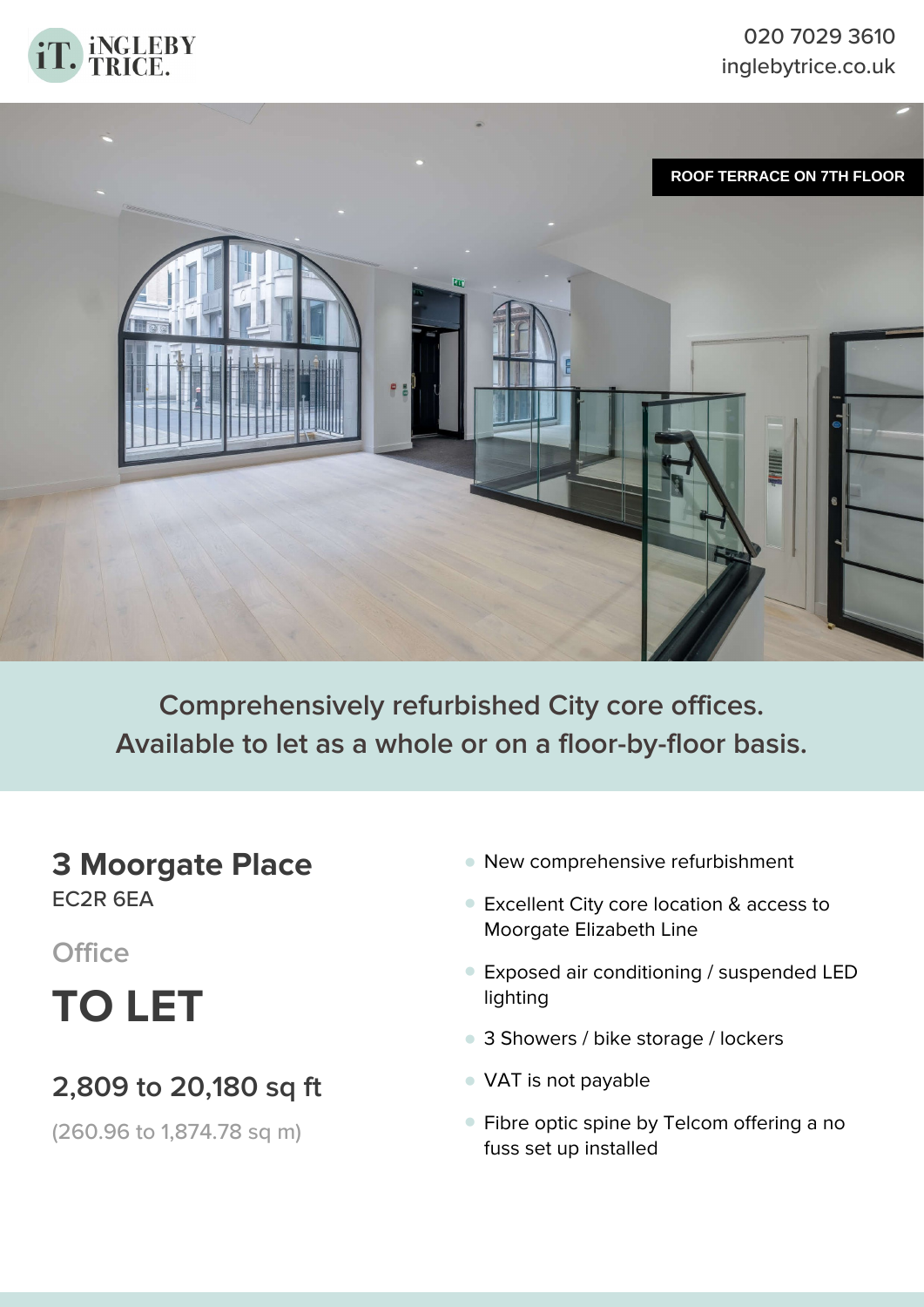iNGLEBY TRICE.

020 7029 3610
inglebytrice.co.uk

ROOF TERRACE ON 7TH FLOOR

**Comprehensively refurbished City core offices.
Available to let as a whole or on a floor-by-floor basis.**

# 3 Moorgate Place

EC2R 6EA

## Office

# TO LET

## 2,809 to 20,180 sq ft

(260.96 to 1,874.78 sq m)

- New comprehensive refurbishment
- Excellent City core location & access to Moorgate Elizabeth Line
- Exposed air conditioning / suspended LED lighting
- 3 Showers / bike storage / lockers
- VAT is not payable
- Fibre optic spine by Telcom offering a no fuss set up installed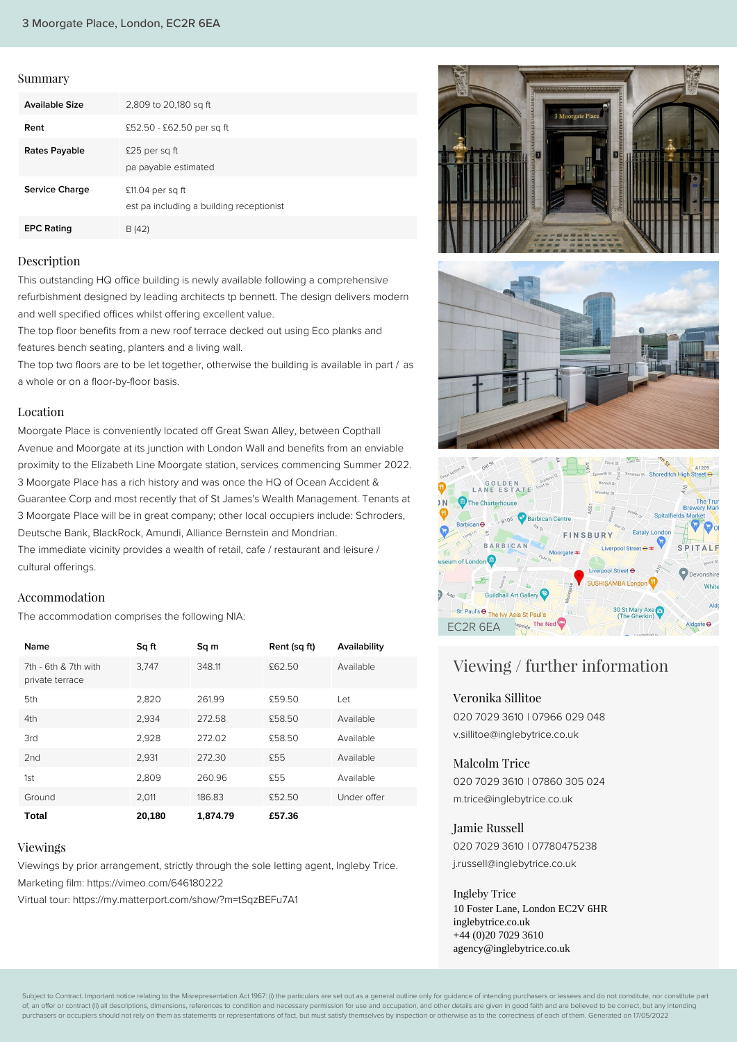3 Moorgate Place, London, EC2R 6EA

## Summary

| | |
|---|---|
| **Available Size** | 2,809 to 20,180 sq ft |
| **Rent** | £52.50 - £62.50 per sq ft |
| **Rates Payable** | £25 per sq ft<br>pa payable estimated |
| **Service Charge** | £11.04 per sq ft<br>est pa including a building receptionist |
| **EPC Rating** | B (42) |

## Description

This outstanding HQ office building is newly available following a comprehensive refurbishment designed by leading architects tp bennett. The design delivers modern and well specified offices whilst offering excellent value.

The top floor benefits from a new roof terrace decked out using Eco planks and features bench seating, planters and a living wall.

The top two floors are to be let together, otherwise the building is available in part / as a whole or on a floor-by-floor basis.

## Location

Moorgate Place is conveniently located off Great Swan Alley, between Copthall Avenue and Moorgate at its junction with London Wall and benefits from an enviable proximity to the Elizabeth Line Moorgate station, services commencing Summer 2022. 3 Moorgate Place has a rich history and was once the HQ of Ocean Accident & Guarantee Corp and most recently that of St James's Wealth Management. Tenants at 3 Moorgate Place will be in great company; other local occupiers include: Schroders, Deutsche Bank, BlackRock, Amundi, Alliance Bernstein and Mondrian.

The immediate vicinity provides a wealth of retail, cafe / restaurant and leisure / cultural offerings.

## Accommodation

The accommodation comprises the following NIA:

| Name | Sq ft | Sq m | Rent (sq ft) | Availability |
|---|---|---|---|---|
| 7th - 6th & 7th with private terrace | 3,747 | 348.11 | £62.50 | Available |
| 5th | 2,820 | 261.99 | £59.50 | Let |
| 4th | 2,934 | 272.58 | £58.50 | Available |
| 3rd | 2,928 | 272.02 | £58.50 | Available |
| 2nd | 2,931 | 272.30 | £55 | Available |
| 1st | 2,809 | 260.96 | £55 | Available |
| Ground | 2,011 | 186.83 | £52.50 | Under offer |
| **Total** | **20,180** | **1,874.79** | **£57.36** | |

## Viewings

Viewings by prior arrangement, strictly through the sole letting agent, Ingleby Trice.

Marketing film: https://vimeo.com/646180222

Virtual tour: https://my.matterport.com/show/?m=tSqzBEFu7A1

## Viewing / further information

**Veronika Sillitoe**
020 7029 3610 | 07966 029 048
v.sillitoe@inglebytrice.co.uk

**Malcolm Trice**
020 7029 3610 | 07860 305 024
m.trice@inglebytrice.co.uk

**Jamie Russell**
020 7029 3610 | 07780475238
j.russell@inglebytrice.co.uk

**Ingleby Trice**
10 Foster Lane, London EC2V 6HR
inglebytrice.co.uk
+44 (0)20 7029 3610
agency@inglebytrice.co.uk

Subject to Contract. Important notice relating to the Misrepresentation Act 1967: (i) the particulars are set out as a general outline only for guidance of intending purchasers or lessees and do not constitute, nor constitute part of, an offer or contract (ii) all descriptions, dimensions, references to condition and necessary permission for use and occupation, and other details are given in good faith and are believed to be correct, but any intending purchasers or occupiers should not rely on them as statements or representations of fact, but must satisfy themselves by inspection or otherwise as to the correctness of each of them. Generated on 17/05/2022